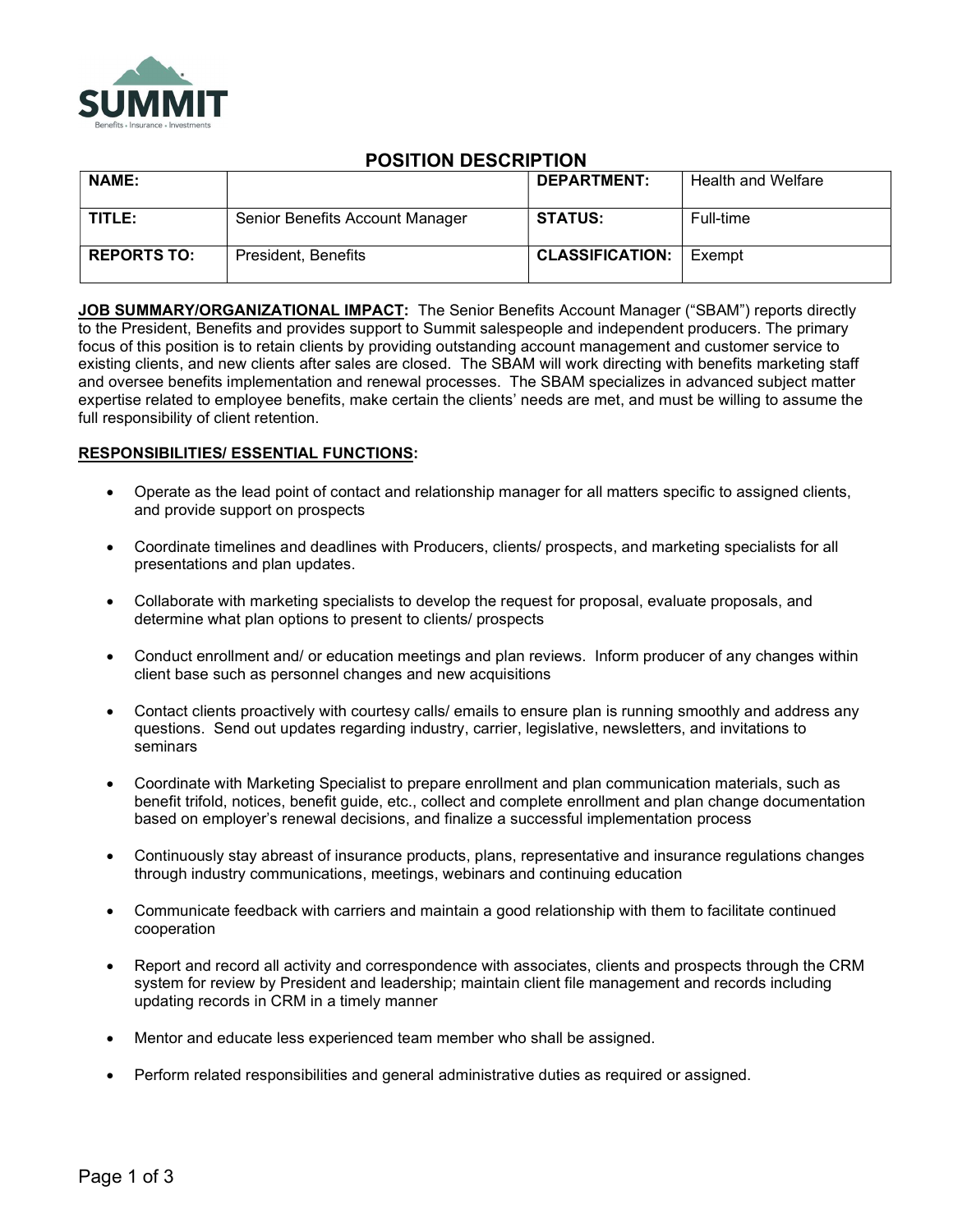SUMMIT

Benefits • Insurance • Investments

# POSITION DESCRIPTION

| NAME: | | DEPARTMENT: | Health and Welfare |
|---|---|---|---|
| TITLE: | Senior Benefits Account Manager | STATUS: | Full-time |
| REPORTS TO: | President, Benefits | CLASSIFICATION: | Exempt |

**JOB SUMMARY/ORGANIZATIONAL IMPACT:** The Senior Benefits Account Manager ("SBAM") reports directly to the President, Benefits and provides support to Summit salespeople and independent producers. The primary focus of this position is to retain clients by providing outstanding account management and customer service to existing clients, and new clients after sales are closed. The SBAM will work directing with benefits marketing staff and oversee benefits implementation and renewal processes. The SBAM specializes in advanced subject matter expertise related to employee benefits, make certain the clients' needs are met, and must be willing to assume the full responsibility of client retention.

**RESPONSIBILITIES/ ESSENTIAL FUNCTIONS:**

- Operate as the lead point of contact and relationship manager for all matters specific to assigned clients, and provide support on prospects
- Coordinate timelines and deadlines with Producers, clients/ prospects, and marketing specialists for all presentations and plan updates.
- Collaborate with marketing specialists to develop the request for proposal, evaluate proposals, and determine what plan options to present to clients/ prospects
- Conduct enrollment and/ or education meetings and plan reviews. Inform producer of any changes within client base such as personnel changes and new acquisitions
- Contact clients proactively with courtesy calls/ emails to ensure plan is running smoothly and address any questions. Send out updates regarding industry, carrier, legislative, newsletters, and invitations to seminars
- Coordinate with Marketing Specialist to prepare enrollment and plan communication materials, such as benefit trifold, notices, benefit guide, etc., collect and complete enrollment and plan change documentation based on employer's renewal decisions, and finalize a successful implementation process
- Continuously stay abreast of insurance products, plans, representative and insurance regulations changes through industry communications, meetings, webinars and continuing education
- Communicate feedback with carriers and maintain a good relationship with them to facilitate continued cooperation
- Report and record all activity and correspondence with associates, clients and prospects through the CRM system for review by President and leadership; maintain client file management and records including updating records in CRM in a timely manner
- Mentor and educate less experienced team member who shall be assigned.
- Perform related responsibilities and general administrative duties as required or assigned.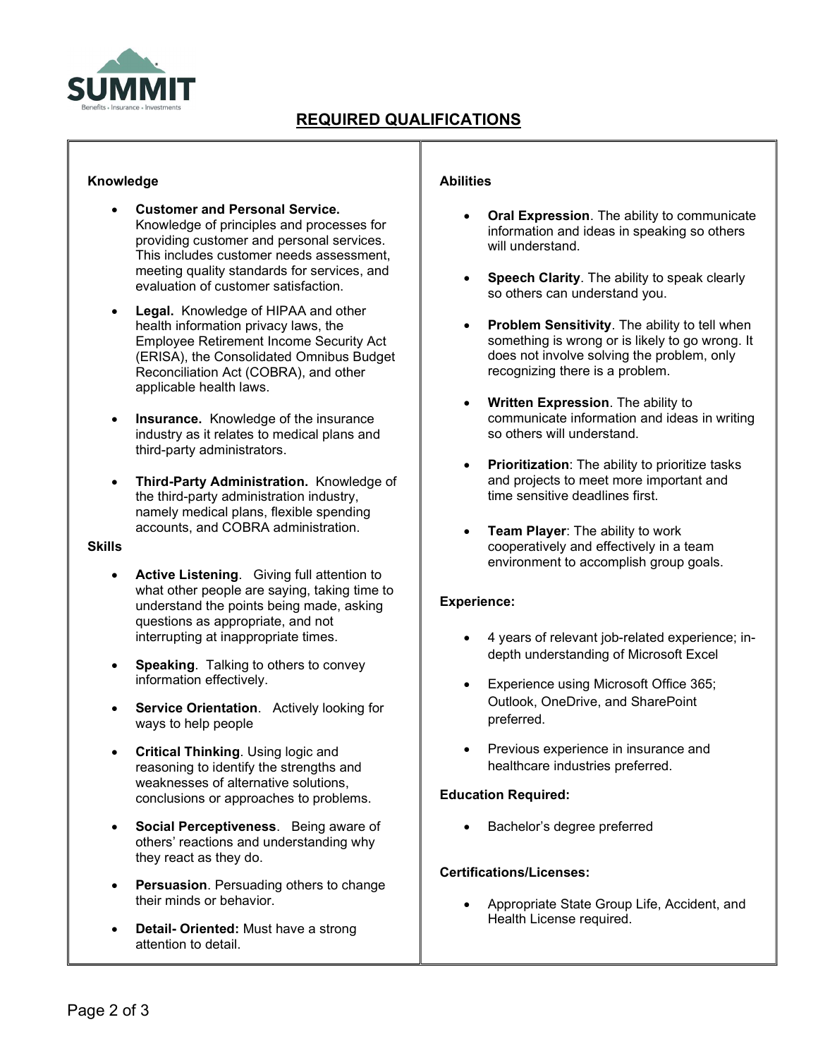## REQUIRED QUALIFICATIONS

### Knowledge

- **Customer and Personal Service.** Knowledge of principles and processes for providing customer and personal services. This includes customer needs assessment, meeting quality standards for services, and evaluation of customer satisfaction.
- **Legal.** Knowledge of HIPAA and other health information privacy laws, the Employee Retirement Income Security Act (ERISA), the Consolidated Omnibus Budget Reconciliation Act (COBRA), and other applicable health laws.
- **Insurance.** Knowledge of the insurance industry as it relates to medical plans and third-party administrators.
- **Third-Party Administration.** Knowledge of the third-party administration industry, namely medical plans, flexible spending accounts, and COBRA administration.

### Skills

- **Active Listening**. Giving full attention to what other people are saying, taking time to understand the points being made, asking questions as appropriate, and not interrupting at inappropriate times.
- **Speaking**. Talking to others to convey information effectively.
- **Service Orientation**. Actively looking for ways to help people
- **Critical Thinking**. Using logic and reasoning to identify the strengths and weaknesses of alternative solutions, conclusions or approaches to problems.
- **Social Perceptiveness**. Being aware of others' reactions and understanding why they react as they do.
- **Persuasion**. Persuading others to change their minds or behavior.
- **Detail- Oriented:** Must have a strong attention to detail.

### Abilities

- **Oral Expression**. The ability to communicate information and ideas in speaking so others will understand.
- **Speech Clarity**. The ability to speak clearly so others can understand you.
- **Problem Sensitivity**. The ability to tell when something is wrong or is likely to go wrong. It does not involve solving the problem, only recognizing there is a problem.
- **Written Expression**. The ability to communicate information and ideas in writing so others will understand.
- **Prioritization**: The ability to prioritize tasks and projects to meet more important and time sensitive deadlines first.
- **Team Player**: The ability to work cooperatively and effectively in a team environment to accomplish group goals.

### Experience:

- 4 years of relevant job-related experience; in-depth understanding of Microsoft Excel
- Experience using Microsoft Office 365; Outlook, OneDrive, and SharePoint preferred.
- Previous experience in insurance and healthcare industries preferred.

### Education Required:

- Bachelor's degree preferred

### Certifications/Licenses:

- Appropriate State Group Life, Accident, and Health License required.